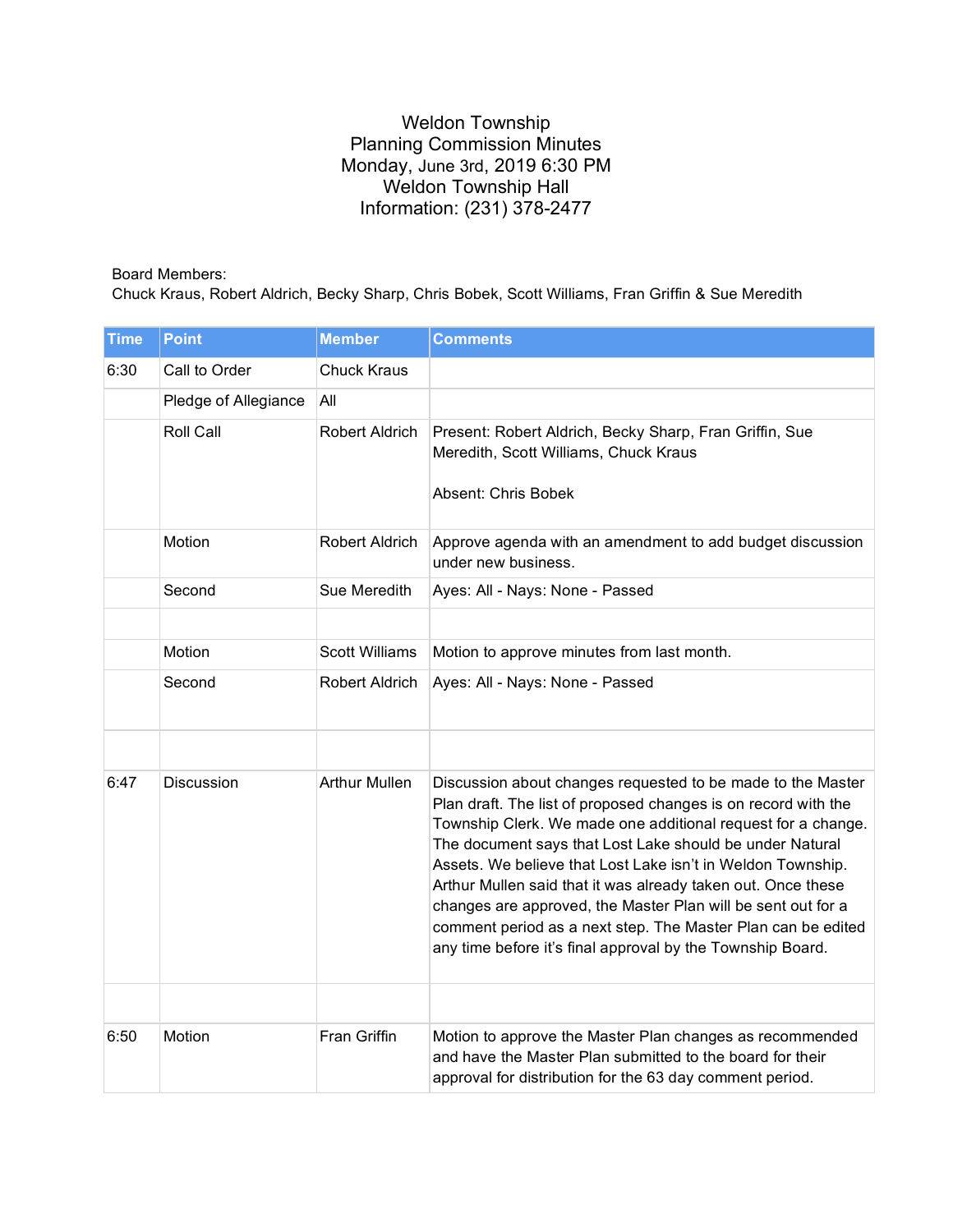# Weldon Township
## Planning Commission Minutes
Monday, June 3rd, 2019 6:30 PM
Weldon Township Hall
Information: (231) 378-2477

Board Members:
Chuck Kraus, Robert Aldrich, Becky Sharp, Chris Bobek, Scott Williams, Fran Griffin & Sue Meredith

| Time | Point | Member | Comments |
|---|---|---|---|
| 6:30 | Call to Order | Chuck Kraus | |
| | Pledge of Allegiance | All | |
| | Roll Call | Robert Aldrich | Present: Robert Aldrich, Becky Sharp, Fran Griffin, Sue Meredith, Scott Williams, Chuck Kraus<br><br>Absent: Chris Bobek |
| | Motion | Robert Aldrich | Approve agenda with an amendment to add budget discussion under new business. |
| | Second | Sue Meredith | Ayes: All - Nays: None - Passed |
| | | | |
| | Motion | Scott Williams | Motion to approve minutes from last month. |
| | Second | Robert Aldrich | Ayes: All - Nays: None - Passed |
| | | | |
| 6:47 | Discussion | Arthur Mullen | Discussion about changes requested to be made to the Master Plan draft. The list of proposed changes is on record with the Township Clerk. We made one additional request for a change. The document says that Lost Lake should be under Natural Assets. We believe that Lost Lake isn't in Weldon Township. Arthur Mullen said that it was already taken out. Once these changes are approved, the Master Plan will be sent out for a comment period as a next step. The Master Plan can be edited any time before it's final approval by the Township Board. |
| | | | |
| 6:50 | Motion | Fran Griffin | Motion to approve the Master Plan changes as recommended and have the Master Plan submitted to the board for their approval for distribution for the 63 day comment period. |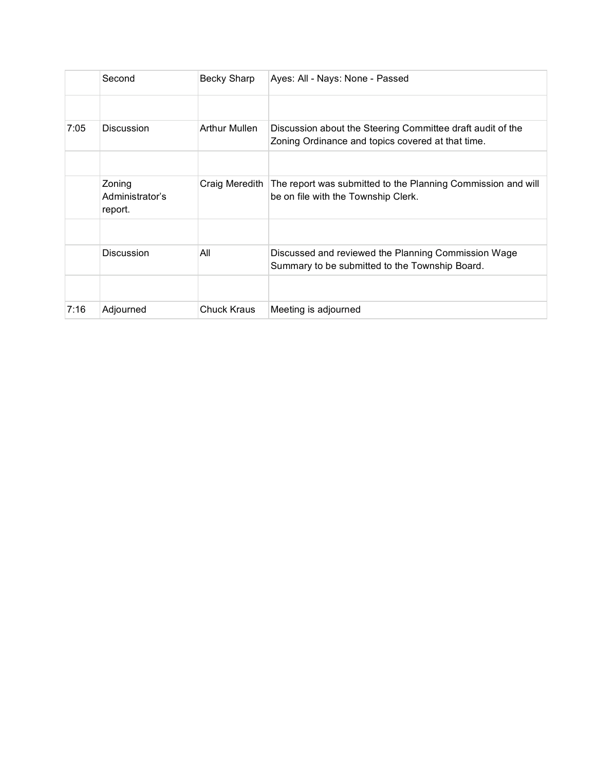| | | | |
|---|---|---|---|
| | Second | Becky Sharp | Ayes: All - Nays: None - Passed |
| | | | |
| 7:05 | Discussion | Arthur Mullen | Discussion about the Steering Committee draft audit of the Zoning Ordinance and topics covered at that time. |
| | | | |
| | Zoning Administrator's report. | Craig Meredith | The report was submitted to the Planning Commission and will be on file with the Township Clerk. |
| | | | |
| | Discussion | All | Discussed and reviewed the Planning Commission Wage Summary to be submitted to the Township Board. |
| | | | |
| 7:16 | Adjourned | Chuck Kraus | Meeting is adjourned |